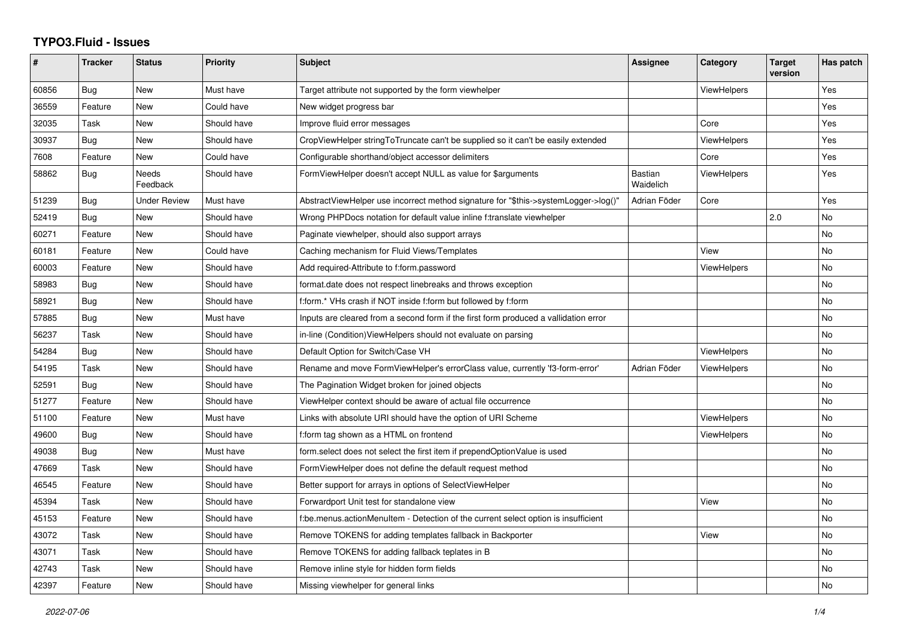# TYPO3.Fluid - Issues

| # | Tracker | Status | Priority | Subject | Assignee | Category | Target version | Has patch |
|---|---|---|---|---|---|---|---|---|
| 60856 | Bug | New | Must have | Target attribute not supported by the form viewhelper | | ViewHelpers | | Yes |
| 36559 | Feature | New | Could have | New widget progress bar | | | | Yes |
| 32035 | Task | New | Should have | Improve fluid error messages | | Core | | Yes |
| 30937 | Bug | New | Should have | CropViewHelper stringToTruncate can't be supplied so it can't be easily extended | | ViewHelpers | | Yes |
| 7608 | Feature | New | Could have | Configurable shorthand/object accessor delimiters | | Core | | Yes |
| 58862 | Bug | Needs Feedback | Should have | FormViewHelper doesn't accept NULL as value for $arguments | Bastian Waidelich | ViewHelpers | | Yes |
| 51239 | Bug | Under Review | Must have | AbstractViewHelper use incorrect method signature for "$this->systemLogger->log()" | Adrian Föder | Core | | Yes |
| 52419 | Bug | New | Should have | Wrong PHPDocs notation for default value inline f:translate viewhelper | | | 2.0 | No |
| 60271 | Feature | New | Should have | Paginate viewhelper, should also support arrays | | | | No |
| 60181 | Feature | New | Could have | Caching mechanism for Fluid Views/Templates | | View | | No |
| 60003 | Feature | New | Should have | Add required-Attribute to f:form.password | | ViewHelpers | | No |
| 58983 | Bug | New | Should have | format.date does not respect linebreaks and throws exception | | | | No |
| 58921 | Bug | New | Should have | f:form.* VHs crash if NOT inside f:form but followed by f:form | | | | No |
| 57885 | Bug | New | Must have | Inputs are cleared from a second form if the first form produced a vallidation error | | | | No |
| 56237 | Task | New | Should have | in-line (Condition)ViewHelpers should not evaluate on parsing | | | | No |
| 54284 | Bug | New | Should have | Default Option for Switch/Case VH | | ViewHelpers | | No |
| 54195 | Task | New | Should have | Rename and move FormViewHelper's errorClass value, currently 'f3-form-error' | Adrian Föder | ViewHelpers | | No |
| 52591 | Bug | New | Should have | The Pagination Widget broken for joined objects | | | | No |
| 51277 | Feature | New | Should have | ViewHelper context should be aware of actual file occurrence | | | | No |
| 51100 | Feature | New | Must have | Links with absolute URI should have the option of URI Scheme | | ViewHelpers | | No |
| 49600 | Bug | New | Should have | f:form tag shown as a HTML on frontend | | ViewHelpers | | No |
| 49038 | Bug | New | Must have | form.select does not select the first item if prependOptionValue is used | | | | No |
| 47669 | Task | New | Should have | FormViewHelper does not define the default request method | | | | No |
| 46545 | Feature | New | Should have | Better support for arrays in options of SelectViewHelper | | | | No |
| 45394 | Task | New | Should have | Forwardport Unit test for standalone view | | View | | No |
| 45153 | Feature | New | Should have | f:be.menus.actionMenuItem - Detection of the current select option is insufficient | | | | No |
| 43072 | Task | New | Should have | Remove TOKENS for adding templates fallback in Backporter | | View | | No |
| 43071 | Task | New | Should have | Remove TOKENS for adding fallback teplates in B | | | | No |
| 42743 | Task | New | Should have | Remove inline style for hidden form fields | | | | No |
| 42397 | Feature | New | Should have | Missing viewhelper for general links | | | | No |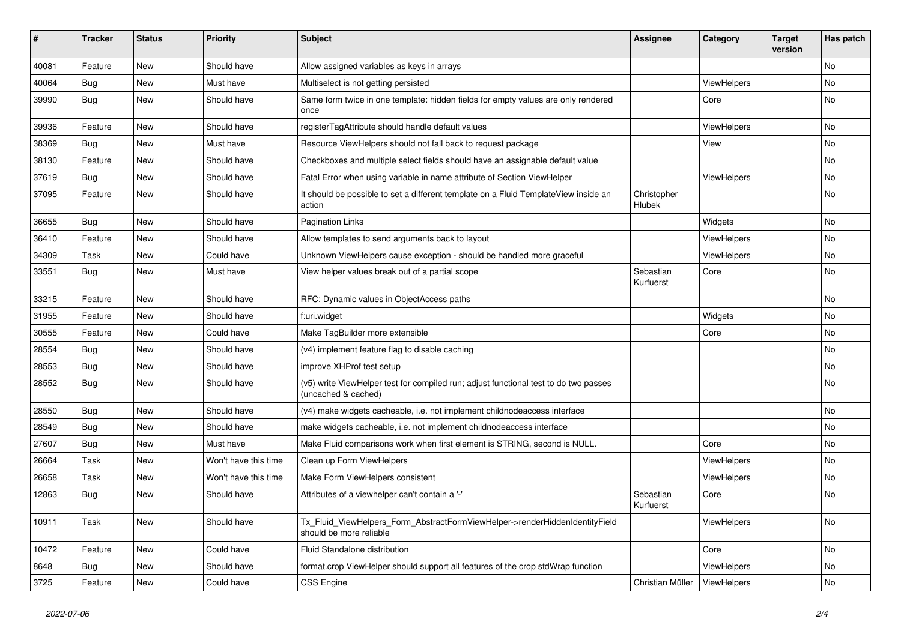| # | Tracker | Status | Priority | Subject | Assignee | Category | Target version | Has patch |
|---|---|---|---|---|---|---|---|---|
| 40081 | Feature | New | Should have | Allow assigned variables as keys in arrays | | | | No |
| 40064 | Bug | New | Must have | Multiselect is not getting persisted | | ViewHelpers | | No |
| 39990 | Bug | New | Should have | Same form twice in one template: hidden fields for empty values are only rendered once | | Core | | No |
| 39936 | Feature | New | Should have | registerTagAttribute should handle default values | | ViewHelpers | | No |
| 38369 | Bug | New | Must have | Resource ViewHelpers should not fall back to request package | | View | | No |
| 38130 | Feature | New | Should have | Checkboxes and multiple select fields should have an assignable default value | | | | No |
| 37619 | Bug | New | Should have | Fatal Error when using variable in name attribute of Section ViewHelper | | ViewHelpers | | No |
| 37095 | Feature | New | Should have | It should be possible to set a different template on a Fluid TemplateView inside an action | Christopher Hlubek | | | No |
| 36655 | Bug | New | Should have | Pagination Links | | Widgets | | No |
| 36410 | Feature | New | Should have | Allow templates to send arguments back to layout | | ViewHelpers | | No |
| 34309 | Task | New | Could have | Unknown ViewHelpers cause exception - should be handled more graceful | | ViewHelpers | | No |
| 33551 | Bug | New | Must have | View helper values break out of a partial scope | Sebastian Kurfuerst | Core | | No |
| 33215 | Feature | New | Should have | RFC: Dynamic values in ObjectAccess paths | | | | No |
| 31955 | Feature | New | Should have | f:uri.widget | | Widgets | | No |
| 30555 | Feature | New | Could have | Make TagBuilder more extensible | | Core | | No |
| 28554 | Bug | New | Should have | (v4) implement feature flag to disable caching | | | | No |
| 28553 | Bug | New | Should have | improve XHProf test setup | | | | No |
| 28552 | Bug | New | Should have | (v5) write ViewHelper test for compiled run; adjust functional test to do two passes (uncached & cached) | | | | No |
| 28550 | Bug | New | Should have | (v4) make widgets cacheable, i.e. not implement childnodeaccess interface | | | | No |
| 28549 | Bug | New | Should have | make widgets cacheable, i.e. not implement childnodeaccess interface | | | | No |
| 27607 | Bug | New | Must have | Make Fluid comparisons work when first element is STRING, second is NULL. | | Core | | No |
| 26664 | Task | New | Won't have this time | Clean up Form ViewHelpers | | ViewHelpers | | No |
| 26658 | Task | New | Won't have this time | Make Form ViewHelpers consistent | | ViewHelpers | | No |
| 12863 | Bug | New | Should have | Attributes of a viewhelper can't contain a '-' | Sebastian Kurfuerst | Core | | No |
| 10911 | Task | New | Should have | Tx_Fluid_ViewHelpers_Form_AbstractFormViewHelper->renderHiddenIdentityField should be more reliable | | ViewHelpers | | No |
| 10472 | Feature | New | Could have | Fluid Standalone distribution | | Core | | No |
| 8648 | Bug | New | Should have | format.crop ViewHelper should support all features of the crop stdWrap function | | ViewHelpers | | No |
| 3725 | Feature | New | Could have | CSS Engine | Christian Müller | ViewHelpers | | No |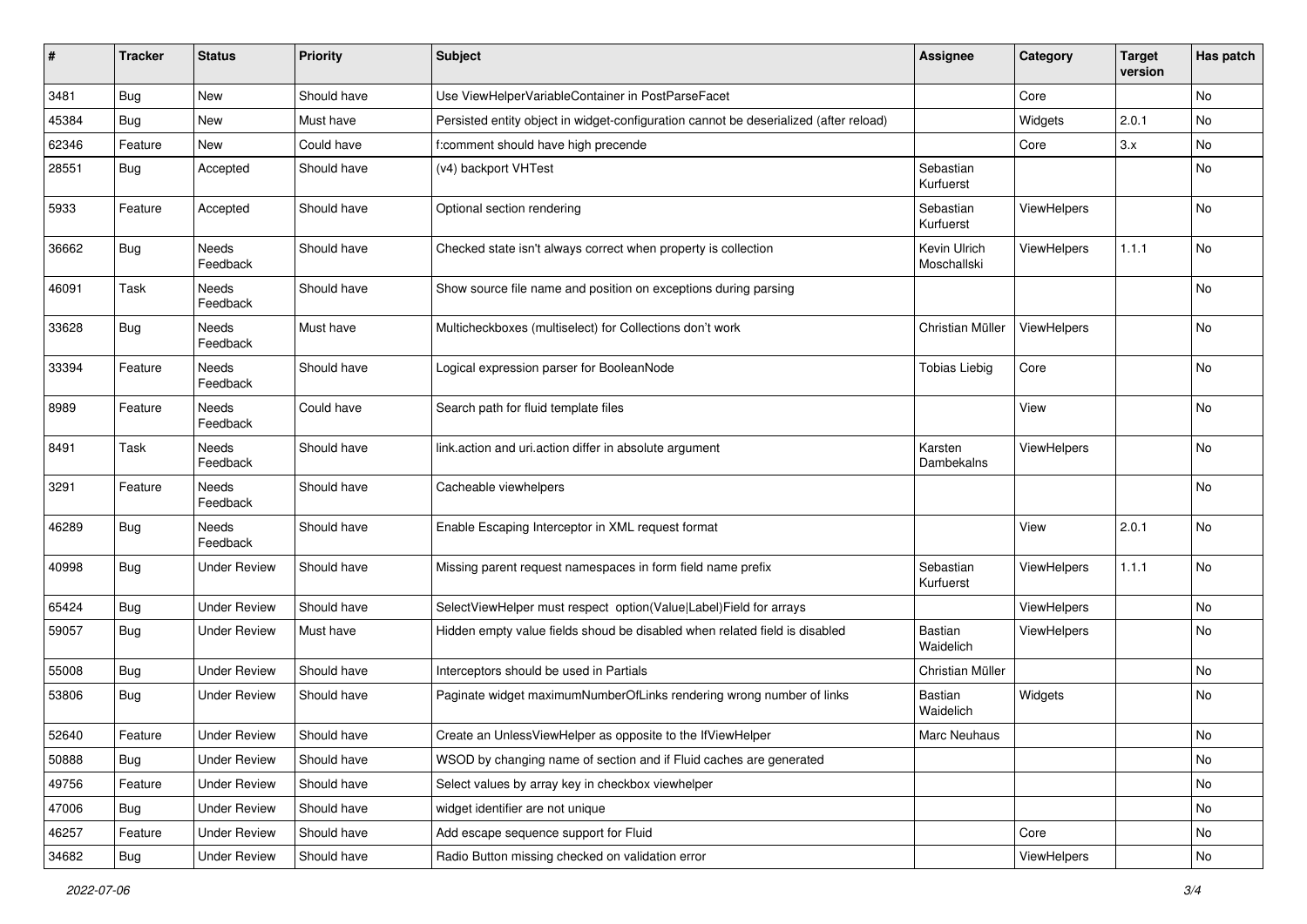| # | Tracker | Status | Priority | Subject | Assignee | Category | Target version | Has patch |
|---|---|---|---|---|---|---|---|---|
| 3481 | Bug | New | Should have | Use ViewHelperVariableContainer in PostParseFacet | | Core | | No |
| 45384 | Bug | New | Must have | Persisted entity object in widget-configuration cannot be deserialized (after reload) | | Widgets | 2.0.1 | No |
| 62346 | Feature | New | Could have | f:comment should have high precende | | Core | 3.x | No |
| 28551 | Bug | Accepted | Should have | (v4) backport VHTest | Sebastian Kurfuerst | | | No |
| 5933 | Feature | Accepted | Should have | Optional section rendering | Sebastian Kurfuerst | ViewHelpers | | No |
| 36662 | Bug | Needs Feedback | Should have | Checked state isn't always correct when property is collection | Kevin Ulrich Moschallski | ViewHelpers | 1.1.1 | No |
| 46091 | Task | Needs Feedback | Should have | Show source file name and position on exceptions during parsing | | | | No |
| 33628 | Bug | Needs Feedback | Must have | Multicheckboxes (multiselect) for Collections don't work | Christian Müller | ViewHelpers | | No |
| 33394 | Feature | Needs Feedback | Should have | Logical expression parser for BooleanNode | Tobias Liebig | Core | | No |
| 8989 | Feature | Needs Feedback | Could have | Search path for fluid template files | | View | | No |
| 8491 | Task | Needs Feedback | Should have | link.action and uri.action differ in absolute argument | Karsten Dambekalns | ViewHelpers | | No |
| 3291 | Feature | Needs Feedback | Should have | Cacheable viewhelpers | | | | No |
| 46289 | Bug | Needs Feedback | Should have | Enable Escaping Interceptor in XML request format | | View | 2.0.1 | No |
| 40998 | Bug | Under Review | Should have | Missing parent request namespaces in form field name prefix | Sebastian Kurfuerst | ViewHelpers | 1.1.1 | No |
| 65424 | Bug | Under Review | Should have | SelectViewHelper must respect option(Value\|Label)Field for arrays | | ViewHelpers | | No |
| 59057 | Bug | Under Review | Must have | Hidden empty value fields shoud be disabled when related field is disabled | Bastian Waidelich | ViewHelpers | | No |
| 55008 | Bug | Under Review | Should have | Interceptors should be used in Partials | Christian Müller | | | No |
| 53806 | Bug | Under Review | Should have | Paginate widget maximumNumberOfLinks rendering wrong number of links | Bastian Waidelich | Widgets | | No |
| 52640 | Feature | Under Review | Should have | Create an UnlessViewHelper as opposite to the IfViewHelper | Marc Neuhaus | | | No |
| 50888 | Bug | Under Review | Should have | WSOD by changing name of section and if Fluid caches are generated | | | | No |
| 49756 | Feature | Under Review | Should have | Select values by array key in checkbox viewhelper | | | | No |
| 47006 | Bug | Under Review | Should have | widget identifier are not unique | | | | No |
| 46257 | Feature | Under Review | Should have | Add escape sequence support for Fluid | | Core | | No |
| 34682 | Bug | Under Review | Should have | Radio Button missing checked on validation error | | ViewHelpers | | No |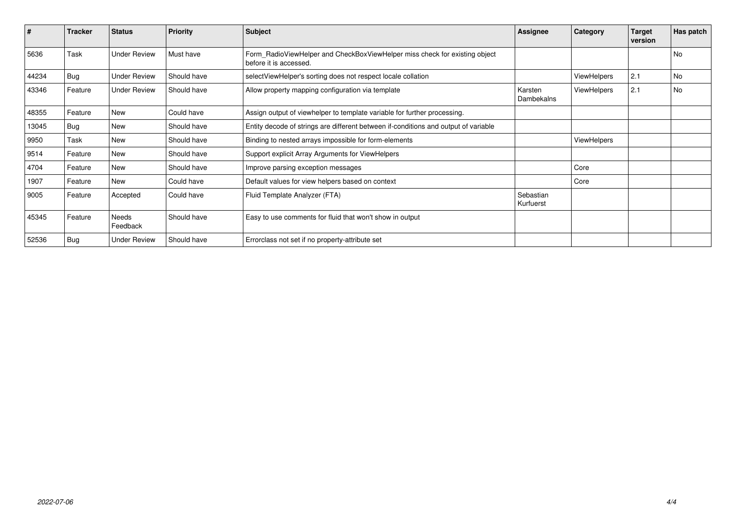| # | Tracker | Status | Priority | Subject | Assignee | Category | Target version | Has patch |
|---|---|---|---|---|---|---|---|---|
| 5636 | Task | Under Review | Must have | Form_RadioViewHelper and CheckBoxViewHelper miss check for existing object before it is accessed. | | | | No |
| 44234 | Bug | Under Review | Should have | selectViewHelper's sorting does not respect locale collation | | ViewHelpers | 2.1 | No |
| 43346 | Feature | Under Review | Should have | Allow property mapping configuration via template | Karsten Dambekalns | ViewHelpers | 2.1 | No |
| 48355 | Feature | New | Could have | Assign output of viewhelper to template variable for further processing. | | | | |
| 13045 | Bug | New | Should have | Entity decode of strings are different between if-conditions and output of variable | | | | |
| 9950 | Task | New | Should have | Binding to nested arrays impossible for form-elements | | ViewHelpers | | |
| 9514 | Feature | New | Should have | Support explicit Array Arguments for ViewHelpers | | | | |
| 4704 | Feature | New | Should have | Improve parsing exception messages | | Core | | |
| 1907 | Feature | New | Could have | Default values for view helpers based on context | | Core | | |
| 9005 | Feature | Accepted | Could have | Fluid Template Analyzer (FTA) | Sebastian Kurfuerst | | | |
| 45345 | Feature | Needs Feedback | Should have | Easy to use comments for fluid that won't show in output | | | | |
| 52536 | Bug | Under Review | Should have | Errorclass not set if no property-attribute set | | | | |